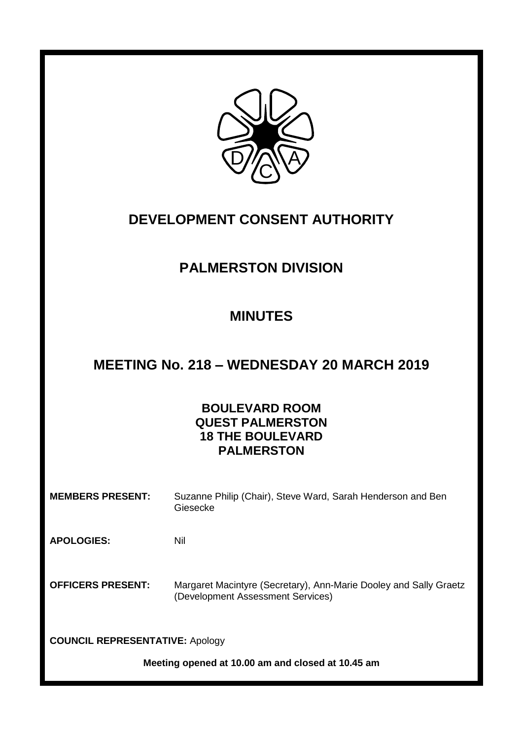# DEVELOPMENT CONSENT AUTHORITY

## PALMERSTON DIVISION

## MINUTES

## MEETING No. 218 – WEDNESDAY 20 MARCH 2019

**BOULEVARD ROOM**
**QUEST PALMERSTON**
**18 THE BOULEVARD**
**PALMERSTON**

**MEMBERS PRESENT:** Suzanne Philip (Chair), Steve Ward, Sarah Henderson and Ben Giesecke

**APOLOGIES:** Nil

**OFFICERS PRESENT:** Margaret Macintyre (Secretary), Ann-Marie Dooley and Sally Graetz (Development Assessment Services)

**COUNCIL REPRESENTATIVE:** Apology

**Meeting opened at 10.00 am and closed at 10.45 am**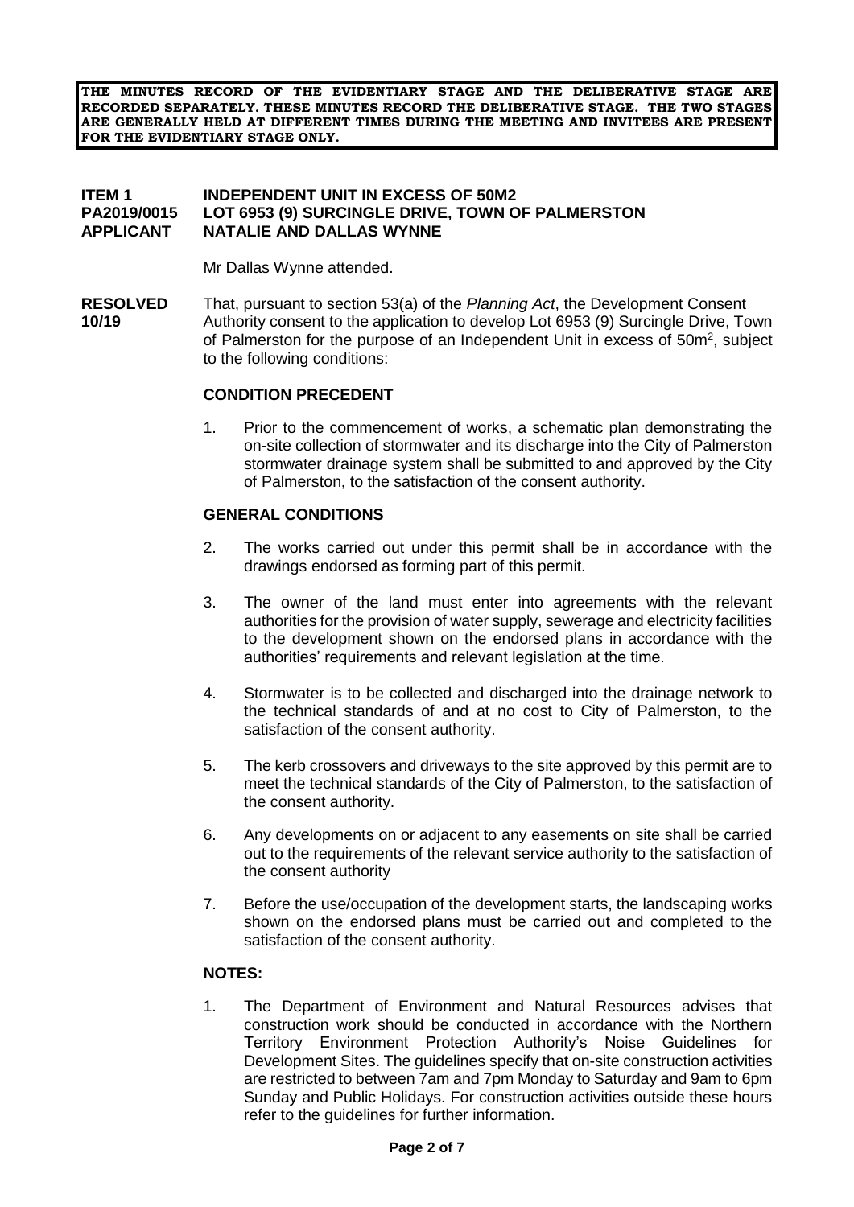**THE MINUTES RECORD OF THE EVIDENTIARY STAGE AND THE DELIBERATIVE STAGE ARE RECORDED SEPARATELY. THESE MINUTES RECORD THE DELIBERATIVE STAGE. THE TWO STAGES ARE GENERALLY HELD AT DIFFERENT TIMES DURING THE MEETING AND INVITEES ARE PRESENT FOR THE EVIDENTIARY STAGE ONLY.**

**ITEM 1** **INDEPENDENT UNIT IN EXCESS OF 50M2**
**PA2019/0015** **LOT 6953 (9) SURCINGLE DRIVE, TOWN OF PALMERSTON**
**APPLICANT** **NATALIE AND DALLAS WYNNE**

Mr Dallas Wynne attended.

**RESOLVED 10/19** That, pursuant to section 53(a) of the *Planning Act*, the Development Consent Authority consent to the application to develop Lot 6953 (9) Surcingle Drive, Town of Palmerston for the purpose of an Independent Unit in excess of 50m$^2$, subject to the following conditions:

**CONDITION PRECEDENT**

1. Prior to the commencement of works, a schematic plan demonstrating the on-site collection of stormwater and its discharge into the City of Palmerston stormwater drainage system shall be submitted to and approved by the City of Palmerston, to the satisfaction of the consent authority.

**GENERAL CONDITIONS**

2. The works carried out under this permit shall be in accordance with the drawings endorsed as forming part of this permit.

3. The owner of the land must enter into agreements with the relevant authorities for the provision of water supply, sewerage and electricity facilities to the development shown on the endorsed plans in accordance with the authorities' requirements and relevant legislation at the time.

4. Stormwater is to be collected and discharged into the drainage network to the technical standards of and at no cost to City of Palmerston, to the satisfaction of the consent authority.

5. The kerb crossovers and driveways to the site approved by this permit are to meet the technical standards of the City of Palmerston, to the satisfaction of the consent authority.

6. Any developments on or adjacent to any easements on site shall be carried out to the requirements of the relevant service authority to the satisfaction of the consent authority

7. Before the use/occupation of the development starts, the landscaping works shown on the endorsed plans must be carried out and completed to the satisfaction of the consent authority.

**NOTES:**

1. The Department of Environment and Natural Resources advises that construction work should be conducted in accordance with the Northern Territory Environment Protection Authority's Noise Guidelines for Development Sites. The guidelines specify that on-site construction activities are restricted to between 7am and 7pm Monday to Saturday and 9am to 6pm Sunday and Public Holidays. For construction activities outside these hours refer to the guidelines for further information.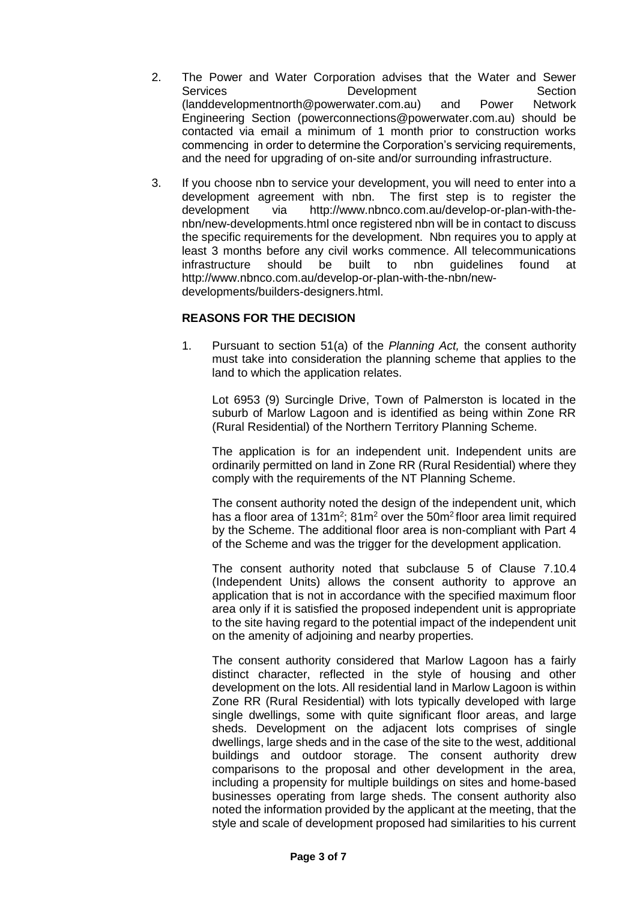2. The Power and Water Corporation advises that the Water and Sewer Services Development Section (landdevelopmentnorth@powerwater.com.au) and Power Network Engineering Section (powerconnections@powerwater.com.au) should be contacted via email a minimum of 1 month prior to construction works commencing in order to determine the Corporation's servicing requirements, and the need for upgrading of on-site and/or surrounding infrastructure.

3. If you choose nbn to service your development, you will need to enter into a development agreement with nbn. The first step is to register the development via http://www.nbnco.com.au/develop-or-plan-with-the-nbn/new-developments.html once registered nbn will be in contact to discuss the specific requirements for the development. Nbn requires you to apply at least 3 months before any civil works commence. All telecommunications infrastructure should be built to nbn guidelines found at http://www.nbnco.com.au/develop-or-plan-with-the-nbn/new-developments/builders-designers.html.

**REASONS FOR THE DECISION**

1. Pursuant to section 51(a) of the *Planning Act,* the consent authority must take into consideration the planning scheme that applies to the land to which the application relates.

   Lot 6953 (9) Surcingle Drive, Town of Palmerston is located in the suburb of Marlow Lagoon and is identified as being within Zone RR (Rural Residential) of the Northern Territory Planning Scheme.

   The application is for an independent unit. Independent units are ordinarily permitted on land in Zone RR (Rural Residential) where they comply with the requirements of the NT Planning Scheme.

   The consent authority noted the design of the independent unit, which has a floor area of 131m$^2$; 81m$^2$ over the 50m$^2$ floor area limit required by the Scheme. The additional floor area is non-compliant with Part 4 of the Scheme and was the trigger for the development application.

   The consent authority noted that subclause 5 of Clause 7.10.4 (Independent Units) allows the consent authority to approve an application that is not in accordance with the specified maximum floor area only if it is satisfied the proposed independent unit is appropriate to the site having regard to the potential impact of the independent unit on the amenity of adjoining and nearby properties.

   The consent authority considered that Marlow Lagoon has a fairly distinct character, reflected in the style of housing and other development on the lots. All residential land in Marlow Lagoon is within Zone RR (Rural Residential) with lots typically developed with large single dwellings, some with quite significant floor areas, and large sheds. Development on the adjacent lots comprises of single dwellings, large sheds and in the case of the site to the west, additional buildings and outdoor storage. The consent authority drew comparisons to the proposal and other development in the area, including a propensity for multiple buildings on sites and home-based businesses operating from large sheds. The consent authority also noted the information provided by the applicant at the meeting, that the style and scale of development proposed had similarities to his current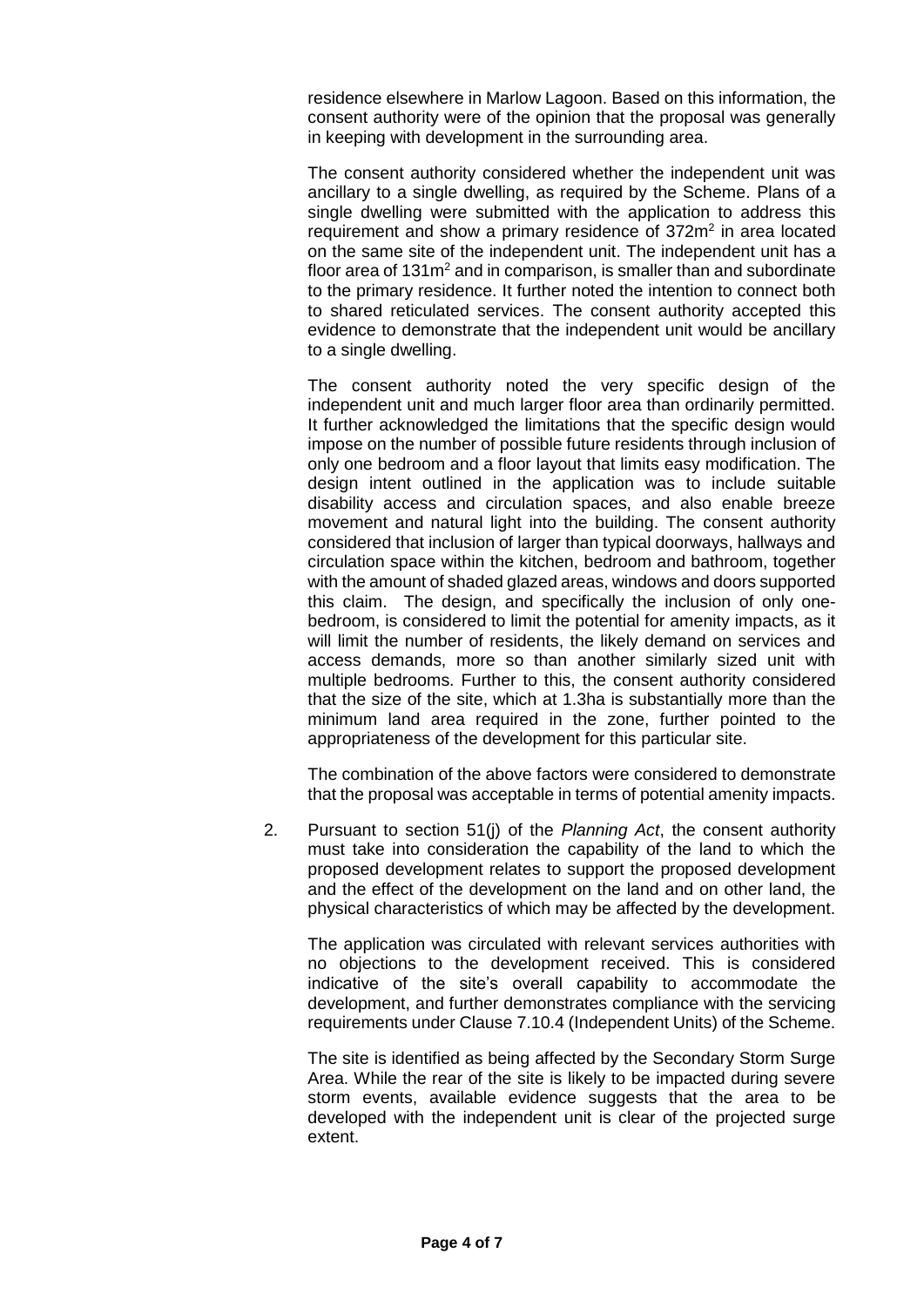residence elsewhere in Marlow Lagoon. Based on this information, the consent authority were of the opinion that the proposal was generally in keeping with development in the surrounding area.

The consent authority considered whether the independent unit was ancillary to a single dwelling, as required by the Scheme. Plans of a single dwelling were submitted with the application to address this requirement and show a primary residence of 372m$^2$ in area located on the same site of the independent unit. The independent unit has a floor area of 131m$^2$ and in comparison, is smaller than and subordinate to the primary residence. It further noted the intention to connect both to shared reticulated services. The consent authority accepted this evidence to demonstrate that the independent unit would be ancillary to a single dwelling.

The consent authority noted the very specific design of the independent unit and much larger floor area than ordinarily permitted. It further acknowledged the limitations that the specific design would impose on the number of possible future residents through inclusion of only one bedroom and a floor layout that limits easy modification. The design intent outlined in the application was to include suitable disability access and circulation spaces, and also enable breeze movement and natural light into the building. The consent authority considered that inclusion of larger than typical doorways, hallways and circulation space within the kitchen, bedroom and bathroom, together with the amount of shaded glazed areas, windows and doors supported this claim. The design, and specifically the inclusion of only one-bedroom, is considered to limit the potential for amenity impacts, as it will limit the number of residents, the likely demand on services and access demands, more so than another similarly sized unit with multiple bedrooms. Further to this, the consent authority considered that the size of the site, which at 1.3ha is substantially more than the minimum land area required in the zone, further pointed to the appropriateness of the development for this particular site.

The combination of the above factors were considered to demonstrate that the proposal was acceptable in terms of potential amenity impacts.

2. Pursuant to section 51(j) of the *Planning Act*, the consent authority must take into consideration the capability of the land to which the proposed development relates to support the proposed development and the effect of the development on the land and on other land, the physical characteristics of which may be affected by the development.

   The application was circulated with relevant services authorities with no objections to the development received. This is considered indicative of the site's overall capability to accommodate the development, and further demonstrates compliance with the servicing requirements under Clause 7.10.4 (Independent Units) of the Scheme.

   The site is identified as being affected by the Secondary Storm Surge Area. While the rear of the site is likely to be impacted during severe storm events, available evidence suggests that the area to be developed with the independent unit is clear of the projected surge extent.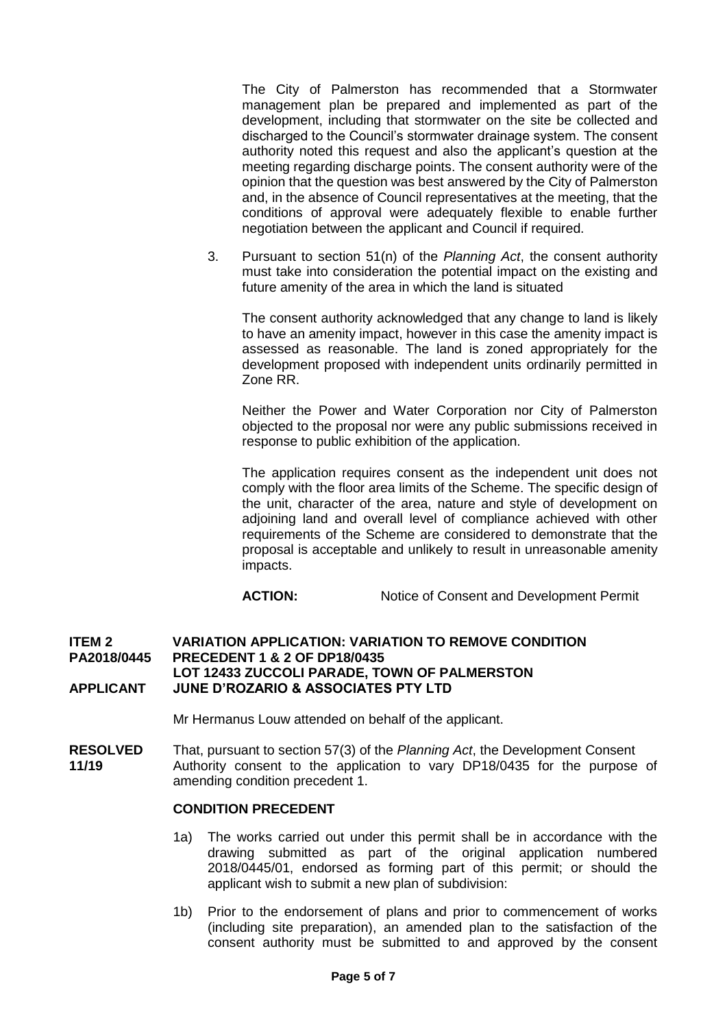The City of Palmerston has recommended that a Stormwater management plan be prepared and implemented as part of the development, including that stormwater on the site be collected and discharged to the Council's stormwater drainage system. The consent authority noted this request and also the applicant's question at the meeting regarding discharge points. The consent authority were of the opinion that the question was best answered by the City of Palmerston and, in the absence of Council representatives at the meeting, that the conditions of approval were adequately flexible to enable further negotiation between the applicant and Council if required.

3. Pursuant to section 51(n) of the *Planning Act*, the consent authority must take into consideration the potential impact on the existing and future amenity of the area in which the land is situated

   The consent authority acknowledged that any change to land is likely to have an amenity impact, however in this case the amenity impact is assessed as reasonable. The land is zoned appropriately for the development proposed with independent units ordinarily permitted in Zone RR.

   Neither the Power and Water Corporation nor City of Palmerston objected to the proposal nor were any public submissions received in response to public exhibition of the application.

   The application requires consent as the independent unit does not comply with the floor area limits of the Scheme. The specific design of the unit, character of the area, nature and style of development on adjoining land and overall level of compliance achieved with other requirements of the Scheme are considered to demonstrate that the proposal is acceptable and unlikely to result in unreasonable amenity impacts.

   **ACTION:** Notice of Consent and Development Permit

**ITEM 2 — VARIATION APPLICATION: VARIATION TO REMOVE CONDITION**
**PA2018/0445 — PRECEDENT 1 & 2 OF DP18/0435**
**LOT 12433 ZUCCOLI PARADE, TOWN OF PALMERSTON**
**APPLICANT — JUNE D'ROZARIO & ASSOCIATES PTY LTD**

Mr Hermanus Louw attended on behalf of the applicant.

**RESOLVED 11/19** That, pursuant to section 57(3) of the *Planning Act*, the Development Consent Authority consent to the application to vary DP18/0435 for the purpose of amending condition precedent 1.

**CONDITION PRECEDENT**

1a) The works carried out under this permit shall be in accordance with the drawing submitted as part of the original application numbered 2018/0445/01, endorsed as forming part of this permit; or should the applicant wish to submit a new plan of subdivision:

1b) Prior to the endorsement of plans and prior to commencement of works (including site preparation), an amended plan to the satisfaction of the consent authority must be submitted to and approved by the consent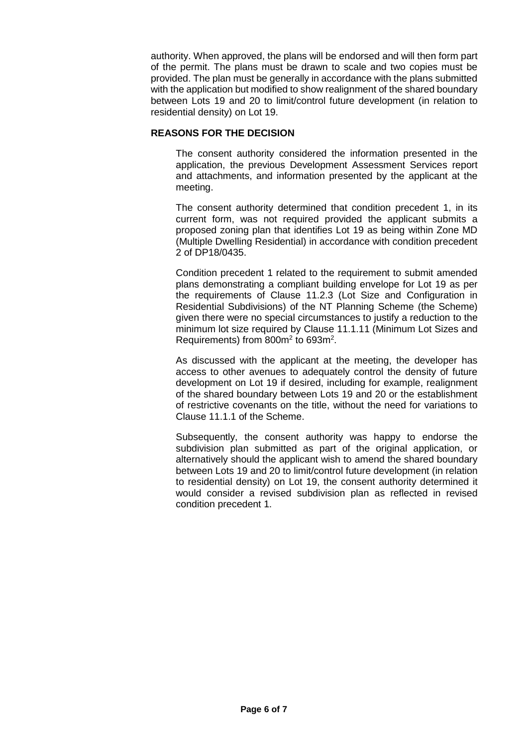authority. When approved, the plans will be endorsed and will then form part of the permit. The plans must be drawn to scale and two copies must be provided. The plan must be generally in accordance with the plans submitted with the application but modified to show realignment of the shared boundary between Lots 19 and 20 to limit/control future development (in relation to residential density) on Lot 19.

**REASONS FOR THE DECISION**

The consent authority considered the information presented in the application, the previous Development Assessment Services report and attachments, and information presented by the applicant at the meeting.

The consent authority determined that condition precedent 1, in its current form, was not required provided the applicant submits a proposed zoning plan that identifies Lot 19 as being within Zone MD (Multiple Dwelling Residential) in accordance with condition precedent 2 of DP18/0435.

Condition precedent 1 related to the requirement to submit amended plans demonstrating a compliant building envelope for Lot 19 as per the requirements of Clause 11.2.3 (Lot Size and Configuration in Residential Subdivisions) of the NT Planning Scheme (the Scheme) given there were no special circumstances to justify a reduction to the minimum lot size required by Clause 11.1.11 (Minimum Lot Sizes and Requirements) from 800m$^2$ to 693m$^2$.

As discussed with the applicant at the meeting, the developer has access to other avenues to adequately control the density of future development on Lot 19 if desired, including for example, realignment of the shared boundary between Lots 19 and 20 or the establishment of restrictive covenants on the title, without the need for variations to Clause 11.1.1 of the Scheme.

Subsequently, the consent authority was happy to endorse the subdivision plan submitted as part of the original application, or alternatively should the applicant wish to amend the shared boundary between Lots 19 and 20 to limit/control future development (in relation to residential density) on Lot 19, the consent authority determined it would consider a revised subdivision plan as reflected in revised condition precedent 1.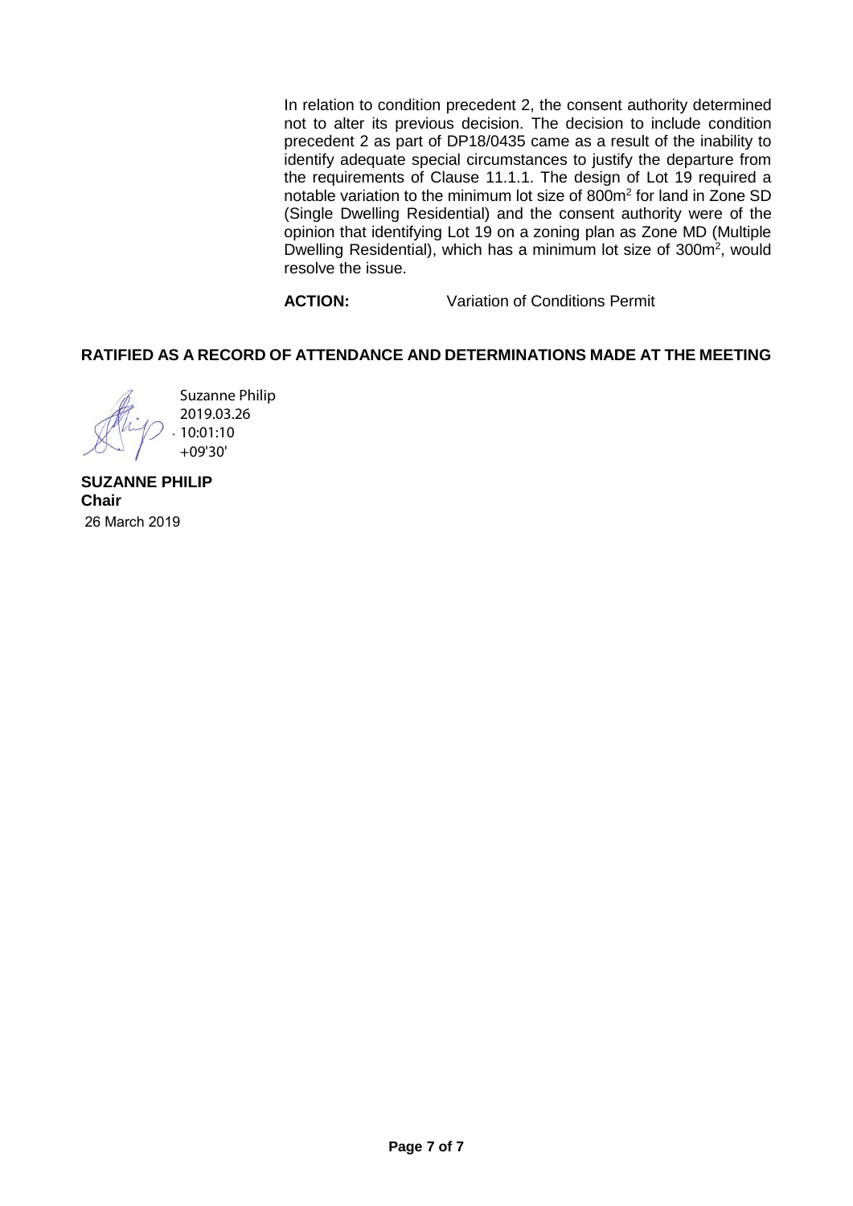In relation to condition precedent 2, the consent authority determined not to alter its previous decision. The decision to include condition precedent 2 as part of DP18/0435 came as a result of the inability to identify adequate special circumstances to justify the departure from the requirements of Clause 11.1.1. The design of Lot 19 required a notable variation to the minimum lot size of 800m$^2$ for land in Zone SD (Single Dwelling Residential) and the consent authority were of the opinion that identifying Lot 19 on a zoning plan as Zone MD (Multiple Dwelling Residential), which has a minimum lot size of 300m$^2$, would resolve the issue.

**ACTION:** Variation of Conditions Permit

**RATIFIED AS A RECORD OF ATTENDANCE AND DETERMINATIONS MADE AT THE MEETING**

Suzanne Philip
2019.03.26
10:01:10
+09'30'

**SUZANNE PHILIP**
**Chair**
26 March 2019